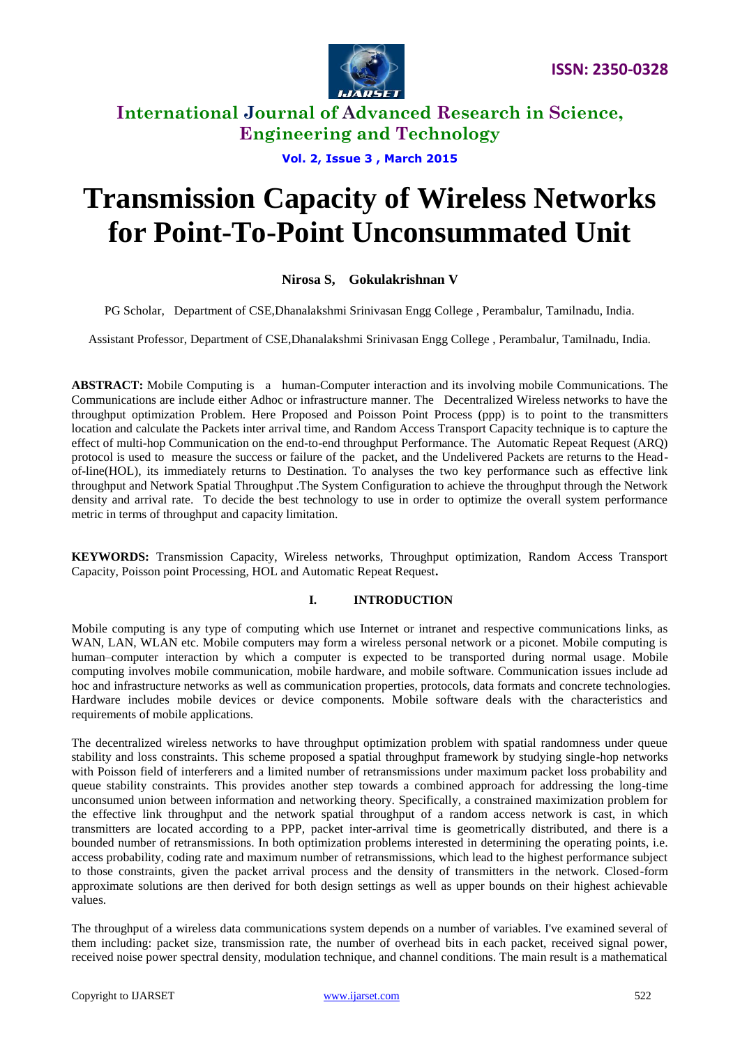# Transmission Capacity of Wireless Networks for Point-To-Point Unconsummated Unit

**Nirosa S, Gokulakrishnan V**

PG Scholar, Department of CSE,Dhanalakshmi Srinivasan Engg College , Perambalur, Tamilnadu, India.

Assistant Professor, Department of CSE,Dhanalakshmi Srinivasan Engg College , Perambalur, Tamilnadu, India.

**ABSTRACT:** Mobile Computing is a human-Computer interaction and its involving mobile Communications. The Communications are include either Adhoc or infrastructure manner. The Decentralized Wireless networks to have the throughput optimization Problem. Here Proposed and Poisson Point Process (ppp) is to point to the transmitters location and calculate the Packets inter arrival time, and Random Access Transport Capacity technique is to capture the effect of multi-hop Communication on the end-to-end throughput Performance. The Automatic Repeat Request (ARQ) protocol is used to measure the success or failure of the packet, and the Undelivered Packets are returns to the Head-of-line(HOL), its immediately returns to Destination. To analyses the two key performance such as effective link throughput and Network Spatial Throughput .The System Configuration to achieve the throughput through the Network density and arrival rate. To decide the best technology to use in order to optimize the overall system performance metric in terms of throughput and capacity limitation.

**KEYWORDS:** Transmission Capacity, Wireless networks, Throughput optimization, Random Access Transport Capacity, Poisson point Processing, HOL and Automatic Repeat Request**.**

## I. INTRODUCTION

Mobile computing is any type of computing which use Internet or intranet and respective communications links, as WAN, LAN, WLAN etc. Mobile computers may form a wireless personal network or a piconet. Mobile computing is human–computer interaction by which a computer is expected to be transported during normal usage. Mobile computing involves mobile communication, mobile hardware, and mobile software. Communication issues include ad hoc and infrastructure networks as well as communication properties, protocols, data formats and concrete technologies. Hardware includes mobile devices or device components. Mobile software deals with the characteristics and requirements of mobile applications.

The decentralized wireless networks to have throughput optimization problem with spatial randomness under queue stability and loss constraints. This scheme proposed a spatial throughput framework by studying single-hop networks with Poisson field of interferers and a limited number of retransmissions under maximum packet loss probability and queue stability constraints. This provides another step towards a combined approach for addressing the long-time unconsumed union between information and networking theory. Specifically, a constrained maximization problem for the effective link throughput and the network spatial throughput of a random access network is cast, in which transmitters are located according to a PPP, packet inter-arrival time is geometrically distributed, and there is a bounded number of retransmissions. In both optimization problems interested in determining the operating points, i.e. access probability, coding rate and maximum number of retransmissions, which lead to the highest performance subject to those constraints, given the packet arrival process and the density of transmitters in the network. Closed-form approximate solutions are then derived for both design settings as well as upper bounds on their highest achievable values.

The throughput of a wireless data communications system depends on a number of variables. I've examined several of them including: packet size, transmission rate, the number of overhead bits in each packet, received signal power, received noise power spectral density, modulation technique, and channel conditions. The main result is a mathematical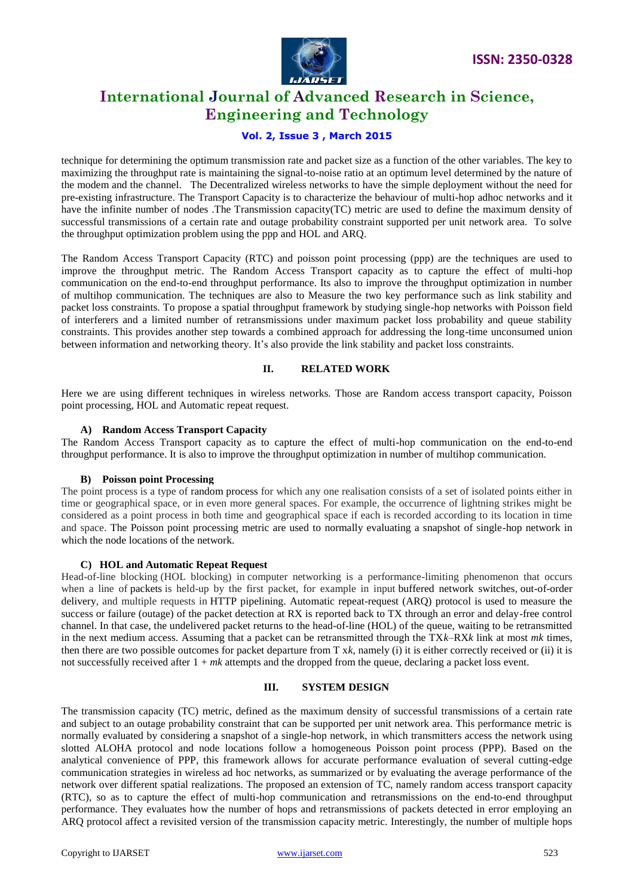technique for determining the optimum transmission rate and packet size as a function of the other variables. The key to maximizing the throughput rate is maintaining the signal-to-noise ratio at an optimum level determined by the nature of the modem and the channel. The Decentralized wireless networks to have the simple deployment without the need for pre-existing infrastructure. The Transport Capacity is to characterize the behaviour of multi-hop adhoc networks and it have the infinite number of nodes .The Transmission capacity(TC) metric are used to define the maximum density of successful transmissions of a certain rate and outage probability constraint supported per unit network area. To solve the throughput optimization problem using the ppp and HOL and ARQ.

The Random Access Transport Capacity (RTC) and poisson point processing (ppp) are the techniques are used to improve the throughput metric. The Random Access Transport capacity as to capture the effect of multi-hop communication on the end-to-end throughput performance. Its also to improve the throughput optimization in number of multihop communication. The techniques are also to Measure the two key performance such as link stability and packet loss constraints. To propose a spatial throughput framework by studying single-hop networks with Poisson field of interferers and a limited number of retransmissions under maximum packet loss probability and queue stability constraints. This provides another step towards a combined approach for addressing the long-time unconsumed union between information and networking theory. It's also provide the link stability and packet loss constraints.

## II. RELATED WORK

Here we are using different techniques in wireless networks. Those are Random access transport capacity, Poisson point processing, HOL and Automatic repeat request.

### A) Random Access Transport Capacity

The Random Access Transport capacity as to capture the effect of multi-hop communication on the end-to-end throughput performance. It is also to improve the throughput optimization in number of multihop communication.

### B) Poisson point Processing

The point process is a type of random process for which any one realisation consists of a set of isolated points either in time or geographical space, or in even more general spaces. For example, the occurrence of lightning strikes might be considered as a point process in both time and geographical space if each is recorded according to its location in time and space. The Poisson point processing metric are used to normally evaluating a snapshot of single-hop network in which the node locations of the network.

### C) HOL and Automatic Repeat Request

Head-of-line blocking (HOL blocking) in computer networking is a performance-limiting phenomenon that occurs when a line of packets is held-up by the first packet, for example in input buffered network switches, out-of-order delivery, and multiple requests in HTTP pipelining. Automatic repeat-request (ARQ) protocol is used to measure the success or failure (outage) of the packet detection at RX is reported back to TX through an error and delay-free control channel. In that case, the undelivered packet returns to the head-of-line (HOL) of the queue, waiting to be retransmitted in the next medium access. Assuming that a packet can be retransmitted through the TX$k$–RX$k$ link at most $mk$ times, then there are two possible outcomes for packet departure from T x$k$, namely (i) it is either correctly received or (ii) it is not successfully received after $1 + mk$ attempts and the dropped from the queue, declaring a packet loss event.

## III. SYSTEM DESIGN

The transmission capacity (TC) metric, defined as the maximum density of successful transmissions of a certain rate and subject to an outage probability constraint that can be supported per unit network area. This performance metric is normally evaluated by considering a snapshot of a single-hop network, in which transmitters access the network using slotted ALOHA protocol and node locations follow a homogeneous Poisson point process (PPP). Based on the analytical convenience of PPP, this framework allows for accurate performance evaluation of several cutting-edge communication strategies in wireless ad hoc networks, as summarized or by evaluating the average performance of the network over different spatial realizations. The proposed an extension of TC, namely random access transport capacity (RTC), so as to capture the effect of multi-hop communication and retransmissions on the end-to-end throughput performance. They evaluates how the number of hops and retransmissions of packets detected in error employing an ARQ protocol affect a revisited version of the transmission capacity metric. Interestingly, the number of multiple hops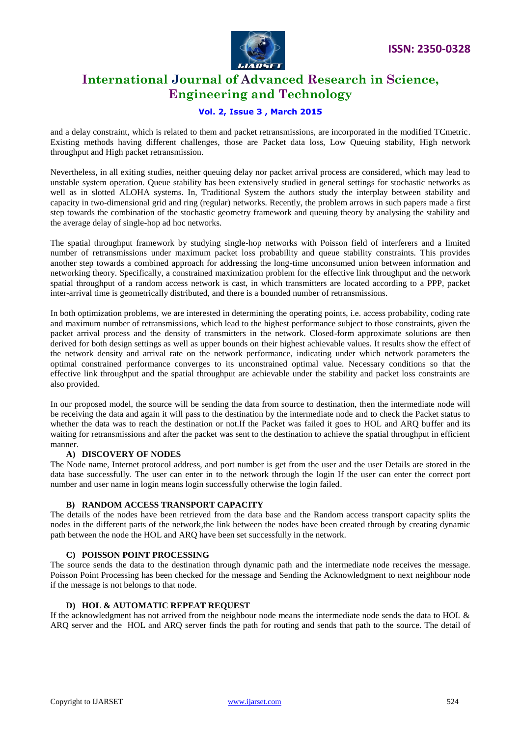and a delay constraint, which is related to them and packet retransmissions, are incorporated in the modified TCmetric. Existing methods having different challenges, those are Packet data loss, Low Queuing stability, High network throughput and High packet retransmission.

Nevertheless, in all exiting studies, neither queuing delay nor packet arrival process are considered, which may lead to unstable system operation. Queue stability has been extensively studied in general settings for stochastic networks as well as in slotted ALOHA systems. In, Traditional System the authors study the interplay between stability and capacity in two-dimensional grid and ring (regular) networks. Recently, the problem arrows in such papers made a first step towards the combination of the stochastic geometry framework and queuing theory by analysing the stability and the average delay of single-hop ad hoc networks.

The spatial throughput framework by studying single-hop networks with Poisson field of interferers and a limited number of retransmissions under maximum packet loss probability and queue stability constraints. This provides another step towards a combined approach for addressing the long-time unconsumed union between information and networking theory. Specifically, a constrained maximization problem for the effective link throughput and the network spatial throughput of a random access network is cast, in which transmitters are located according to a PPP, packet inter-arrival time is geometrically distributed, and there is a bounded number of retransmissions.

In both optimization problems, we are interested in determining the operating points, i.e. access probability, coding rate and maximum number of retransmissions, which lead to the highest performance subject to those constraints, given the packet arrival process and the density of transmitters in the network. Closed-form approximate solutions are then derived for both design settings as well as upper bounds on their highest achievable values. It results show the effect of the network density and arrival rate on the network performance, indicating under which network parameters the optimal constrained performance converges to its unconstrained optimal value. Necessary conditions so that the effective link throughput and the spatial throughput are achievable under the stability and packet loss constraints are also provided.

In our proposed model, the source will be sending the data from source to destination, then the intermediate node will be receiving the data and again it will pass to the destination by the intermediate node and to check the Packet status to whether the data was to reach the destination or not.If the Packet was failed it goes to HOL and ARQ buffer and its waiting for retransmissions and after the packet was sent to the destination to achieve the spatial throughput in efficient manner.

### A) DISCOVERY OF NODES

The Node name, Internet protocol address, and port number is get from the user and the user Details are stored in the data base successfully. The user can enter in to the network through the login If the user can enter the correct port number and user name in login means login successfully otherwise the login failed.

### B) RANDOM ACCESS TRANSPORT CAPACITY

The details of the nodes have been retrieved from the data base and the Random access transport capacity splits the nodes in the different parts of the network,the link between the nodes have been created through by creating dynamic path between the node the HOL and ARQ have been set successfully in the network.

### C) POISSON POINT PROCESSING

The source sends the data to the destination through dynamic path and the intermediate node receives the message. Poisson Point Processing has been checked for the message and Sending the Acknowledgment to next neighbour node if the message is not belongs to that node.

### D) HOL & AUTOMATIC REPEAT REQUEST

If the acknowledgment has not arrived from the neighbour node means the intermediate node sends the data to HOL & ARQ server and the HOL and ARQ server finds the path for routing and sends that path to the source. The detail of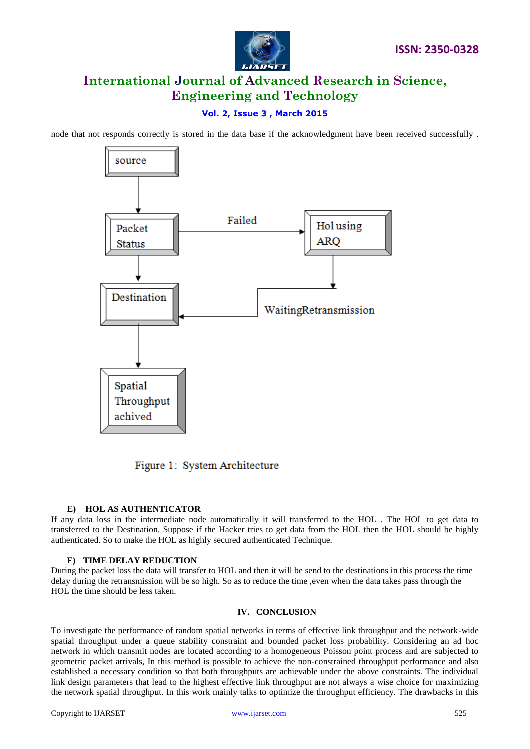node that not responds correctly is stored in the data base if the acknowledgment have been received successfully .

Figure 1: System Architecture

### E) HOL AS AUTHENTICATOR

If any data loss in the intermediate node automatically it will transferred to the HOL . The HOL to get data to transferred to the Destination. Suppose if the Hacker tries to get data from the HOL then the HOL should be highly authenticated. So to make the HOL as highly secured authenticated Technique.

### F) TIME DELAY REDUCTION

During the packet loss the data will transfer to HOL and then it will be send to the destinations in this process the time delay during the retransmission will be so high. So as to reduce the time ,even when the data takes pass through the HOL the time should be less taken.

## IV. CONCLUSION

To investigate the performance of random spatial networks in terms of effective link throughput and the network-wide spatial throughput under a queue stability constraint and bounded packet loss probability. Considering an ad hoc network in which transmit nodes are located according to a homogeneous Poisson point process and are subjected to geometric packet arrivals, In this method is possible to achieve the non-constrained throughput performance and also established a necessary condition so that both throughputs are achievable under the above constraints. The individual link design parameters that lead to the highest effective link throughput are not always a wise choice for maximizing the network spatial throughput. In this work mainly talks to optimize the throughput efficiency. The drawbacks in this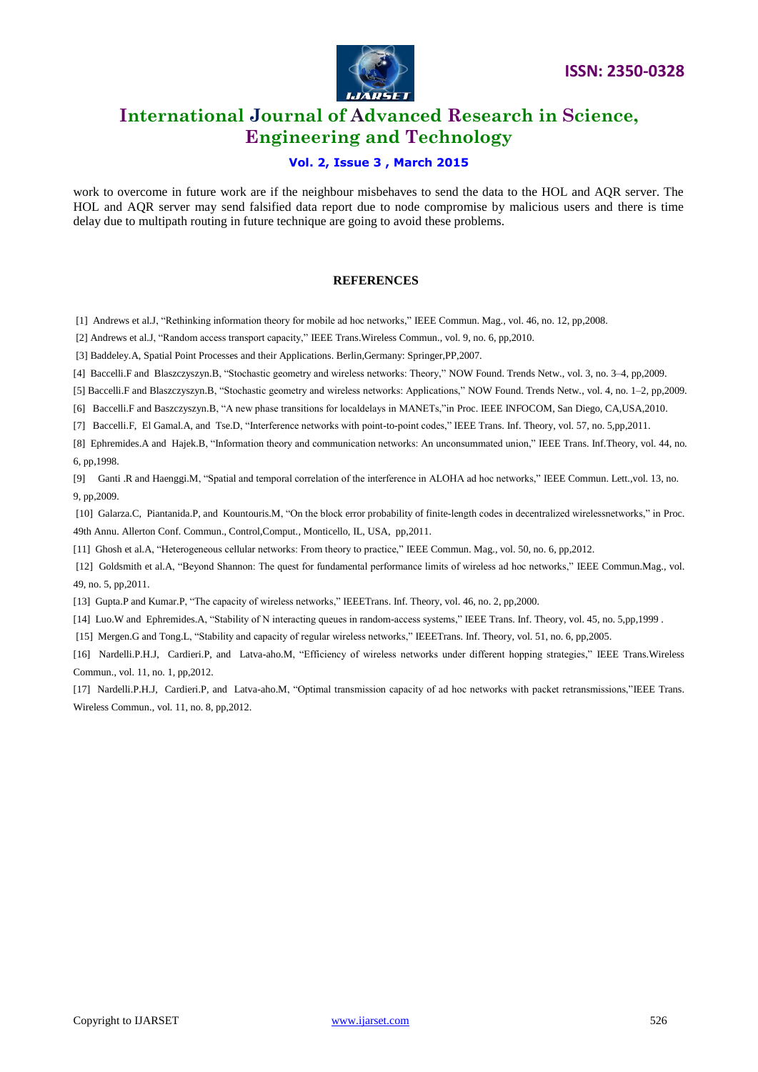work to overcome in future work are if the neighbour misbehaves to send the data to the HOL and AQR server. The HOL and AQR server may send falsified data report due to node compromise by malicious users and there is time delay due to multipath routing in future technique are going to avoid these problems.

## REFERENCES

[1] Andrews et al.J, "Rethinking information theory for mobile ad hoc networks," IEEE Commun. Mag., vol. 46, no. 12, pp,2008.

[2] Andrews et al.J, "Random access transport capacity," IEEE Trans.Wireless Commun., vol. 9, no. 6, pp,2010.

[3] Baddeley.A, Spatial Point Processes and their Applications. Berlin,Germany: Springer,PP,2007.

[4] Baccelli.F and Blaszczyszyn.B, "Stochastic geometry and wireless networks: Theory," NOW Found. Trends Netw., vol. 3, no. 3–4, pp,2009.

[5] Baccelli.F and Blaszczyszyn.B, "Stochastic geometry and wireless networks: Applications," NOW Found. Trends Netw., vol. 4, no. 1–2, pp,2009.

[6] Baccelli.F and Baszczyszyn.B, "A new phase transitions for localdelays in MANETs,"in Proc. IEEE INFOCOM, San Diego, CA,USA,2010.

[7] Baccelli.F, El Gamal.A, and Tse.D, "Interference networks with point-to-point codes," IEEE Trans. Inf. Theory, vol. 57, no. 5,pp,2011.

[8] Ephremides.A and Hajek.B, "Information theory and communication networks: An unconsummated union," IEEE Trans. Inf.Theory, vol. 44, no. 6, pp,1998.

[9] Ganti .R and Haenggi.M, "Spatial and temporal correlation of the interference in ALOHA ad hoc networks," IEEE Commun. Lett.,vol. 13, no. 9, pp,2009.

[10] Galarza.C, Piantanida.P, and Kountouris.M, "On the block error probability of finite-length codes in decentralized wirelessnetworks," in Proc. 49th Annu. Allerton Conf. Commun., Control,Comput., Monticello, IL, USA, pp,2011.

[11] Ghosh et al.A, "Heterogeneous cellular networks: From theory to practice," IEEE Commun. Mag., vol. 50, no. 6, pp,2012.

[12] Goldsmith et al.A, "Beyond Shannon: The quest for fundamental performance limits of wireless ad hoc networks," IEEE Commun.Mag., vol. 49, no. 5, pp,2011.

[13] Gupta.P and Kumar.P, "The capacity of wireless networks," IEEETrans. Inf. Theory, vol. 46, no. 2, pp,2000.

[14] Luo.W and Ephremides.A, "Stability of N interacting queues in random-access systems," IEEE Trans. Inf. Theory, vol. 45, no. 5,pp,1999 .

[15] Mergen.G and Tong.L, "Stability and capacity of regular wireless networks," IEEETrans. Inf. Theory, vol. 51, no. 6, pp,2005.

[16] Nardelli.P.H.J, Cardieri.P, and Latva-aho.M, "Efficiency of wireless networks under different hopping strategies," IEEE Trans.Wireless Commun., vol. 11, no. 1, pp,2012.

[17] Nardelli.P.H.J, Cardieri.P, and Latva-aho.M, "Optimal transmission capacity of ad hoc networks with packet retransmissions,"IEEE Trans. Wireless Commun., vol. 11, no. 8, pp,2012.